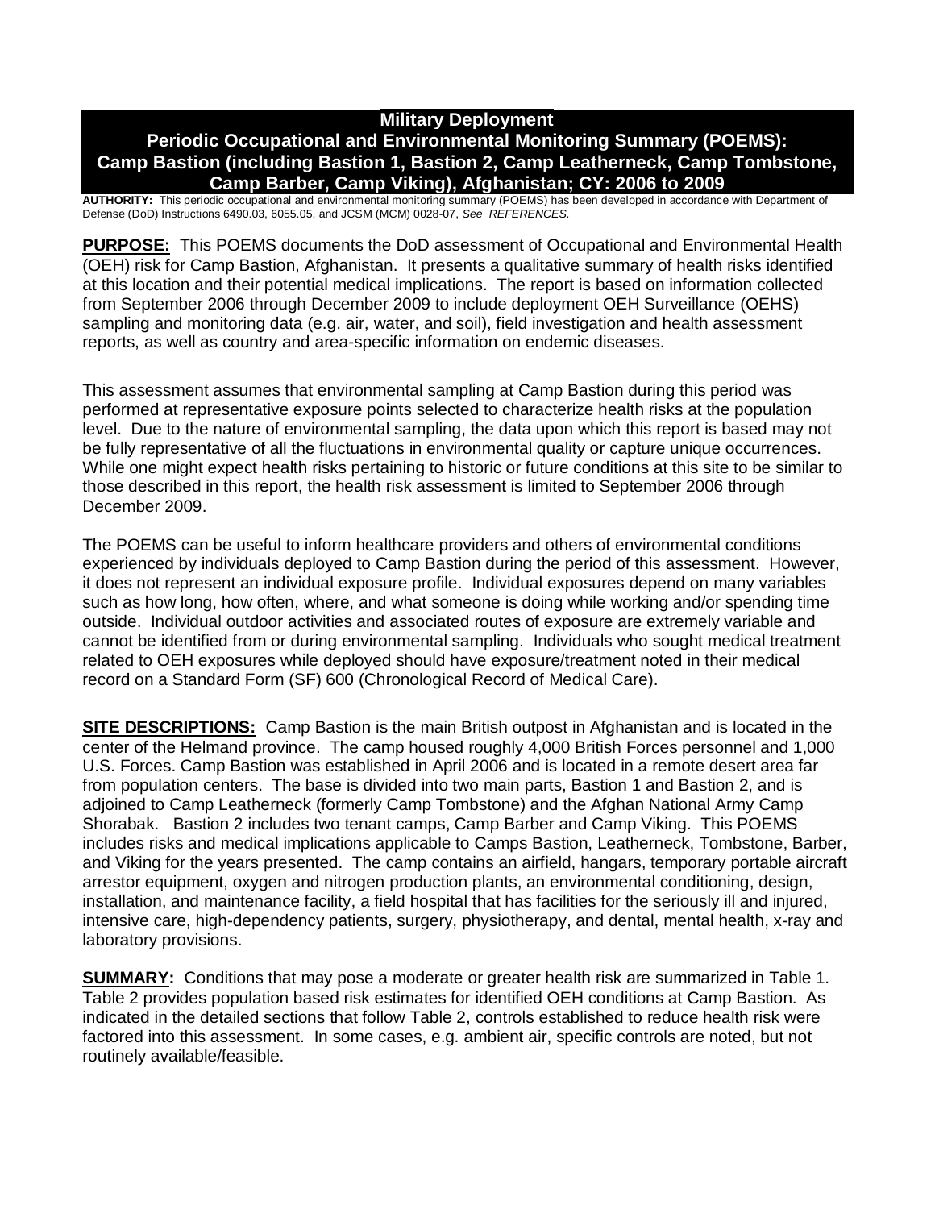# Military Deployment
# Periodic Occupational and Environmental Monitoring Summary (POEMS): Camp Bastion (including Bastion 1, Bastion 2, Camp Leatherneck, Camp Tombstone, Camp Barber, Camp Viking), Afghanistan; CY: 2006 to 2009

**AUTHORITY:** This periodic occupational and environmental monitoring summary (POEMS) has been developed in accordance with Department of Defense (DoD) Instructions 6490.03, 6055.05, and JCSM (MCM) 0028-07, *See REFERENCES.*

**PURPOSE:** This POEMS documents the DoD assessment of Occupational and Environmental Health (OEH) risk for Camp Bastion, Afghanistan. It presents a qualitative summary of health risks identified at this location and their potential medical implications. The report is based on information collected from September 2006 through December 2009 to include deployment OEH Surveillance (OEHS) sampling and monitoring data (e.g. air, water, and soil), field investigation and health assessment reports, as well as country and area-specific information on endemic diseases.

This assessment assumes that environmental sampling at Camp Bastion during this period was performed at representative exposure points selected to characterize health risks at the population level. Due to the nature of environmental sampling, the data upon which this report is based may not be fully representative of all the fluctuations in environmental quality or capture unique occurrences. While one might expect health risks pertaining to historic or future conditions at this site to be similar to those described in this report, the health risk assessment is limited to September 2006 through December 2009.

The POEMS can be useful to inform healthcare providers and others of environmental conditions experienced by individuals deployed to Camp Bastion during the period of this assessment. However, it does not represent an individual exposure profile. Individual exposures depend on many variables such as how long, how often, where, and what someone is doing while working and/or spending time outside. Individual outdoor activities and associated routes of exposure are extremely variable and cannot be identified from or during environmental sampling. Individuals who sought medical treatment related to OEH exposures while deployed should have exposure/treatment noted in their medical record on a Standard Form (SF) 600 (Chronological Record of Medical Care).

**SITE DESCRIPTIONS:** Camp Bastion is the main British outpost in Afghanistan and is located in the center of the Helmand province. The camp housed roughly 4,000 British Forces personnel and 1,000 U.S. Forces. Camp Bastion was established in April 2006 and is located in a remote desert area far from population centers. The base is divided into two main parts, Bastion 1 and Bastion 2, and is adjoined to Camp Leatherneck (formerly Camp Tombstone) and the Afghan National Army Camp Shorabak. Bastion 2 includes two tenant camps, Camp Barber and Camp Viking. This POEMS includes risks and medical implications applicable to Camps Bastion, Leatherneck, Tombstone, Barber, and Viking for the years presented. The camp contains an airfield, hangars, temporary portable aircraft arrestor equipment, oxygen and nitrogen production plants, an environmental conditioning, design, installation, and maintenance facility, a field hospital that has facilities for the seriously ill and injured, intensive care, high-dependency patients, surgery, physiotherapy, and dental, mental health, x-ray and laboratory provisions.

**SUMMARY:** Conditions that may pose a moderate or greater health risk are summarized in Table 1. Table 2 provides population based risk estimates for identified OEH conditions at Camp Bastion. As indicated in the detailed sections that follow Table 2, controls established to reduce health risk were factored into this assessment. In some cases, e.g. ambient air, specific controls are noted, but not routinely available/feasible.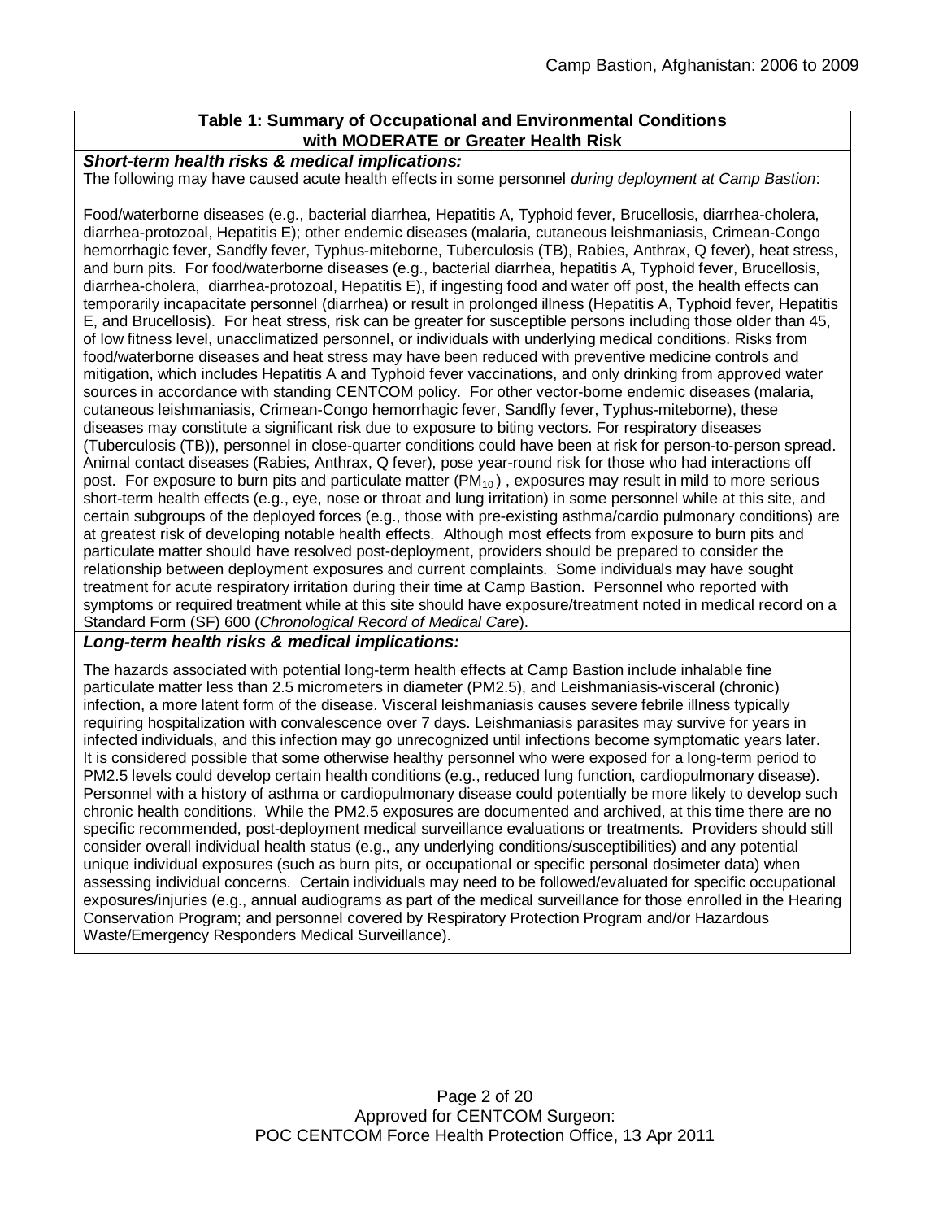## Table 1: Summary of Occupational and Environmental Conditions with MODERATE or Greater Health Risk

***Short-term health risks & medical implications:***

The following may have caused acute health effects in some personnel *during deployment at Camp Bastion*:

Food/waterborne diseases (e.g., bacterial diarrhea, Hepatitis A, Typhoid fever, Brucellosis, diarrhea-cholera, diarrhea-protozoal, Hepatitis E); other endemic diseases (malaria, cutaneous leishmaniasis, Crimean-Congo hemorrhagic fever, Sandfly fever, Typhus-miteborne, Tuberculosis (TB), Rabies, Anthrax, Q fever), heat stress, and burn pits. For food/waterborne diseases (e.g., bacterial diarrhea, hepatitis A, Typhoid fever, Brucellosis, diarrhea-cholera, diarrhea-protozoal, Hepatitis E), if ingesting food and water off post, the health effects can temporarily incapacitate personnel (diarrhea) or result in prolonged illness (Hepatitis A, Typhoid fever, Hepatitis E, and Brucellosis). For heat stress, risk can be greater for susceptible persons including those older than 45, of low fitness level, unacclimatized personnel, or individuals with underlying medical conditions. Risks from food/waterborne diseases and heat stress may have been reduced with preventive medicine controls and mitigation, which includes Hepatitis A and Typhoid fever vaccinations, and only drinking from approved water sources in accordance with standing CENTCOM policy. For other vector-borne endemic diseases (malaria, cutaneous leishmaniasis, Crimean-Congo hemorrhagic fever, Sandfly fever, Typhus-miteborne), these diseases may constitute a significant risk due to exposure to biting vectors. For respiratory diseases (Tuberculosis (TB)), personnel in close-quarter conditions could have been at risk for person-to-person spread. Animal contact diseases (Rabies, Anthrax, Q fever), pose year-round risk for those who had interactions off post. For exposure to burn pits and particulate matter ($PM_{10}$) , exposures may result in mild to more serious short-term health effects (e.g., eye, nose or throat and lung irritation) in some personnel while at this site, and certain subgroups of the deployed forces (e.g., those with pre-existing asthma/cardio pulmonary conditions) are at greatest risk of developing notable health effects. Although most effects from exposure to burn pits and particulate matter should have resolved post-deployment, providers should be prepared to consider the relationship between deployment exposures and current complaints. Some individuals may have sought treatment for acute respiratory irritation during their time at Camp Bastion. Personnel who reported with symptoms or required treatment while at this site should have exposure/treatment noted in medical record on a Standard Form (SF) 600 (*Chronological Record of Medical Care*).

***Long-term health risks & medical implications:***

The hazards associated with potential long-term health effects at Camp Bastion include inhalable fine particulate matter less than 2.5 micrometers in diameter (PM2.5), and Leishmaniasis-visceral (chronic) infection, a more latent form of the disease. Visceral leishmaniasis causes severe febrile illness typically requiring hospitalization with convalescence over 7 days. Leishmaniasis parasites may survive for years in infected individuals, and this infection may go unrecognized until infections become symptomatic years later. It is considered possible that some otherwise healthy personnel who were exposed for a long-term period to PM2.5 levels could develop certain health conditions (e.g., reduced lung function, cardiopulmonary disease). Personnel with a history of asthma or cardiopulmonary disease could potentially be more likely to develop such chronic health conditions. While the PM2.5 exposures are documented and archived, at this time there are no specific recommended, post-deployment medical surveillance evaluations or treatments. Providers should still consider overall individual health status (e.g., any underlying conditions/susceptibilities) and any potential unique individual exposures (such as burn pits, or occupational or specific personal dosimeter data) when assessing individual concerns. Certain individuals may need to be followed/evaluated for specific occupational exposures/injuries (e.g., annual audiograms as part of the medical surveillance for those enrolled in the Hearing Conservation Program; and personnel covered by Respiratory Protection Program and/or Hazardous Waste/Emergency Responders Medical Surveillance).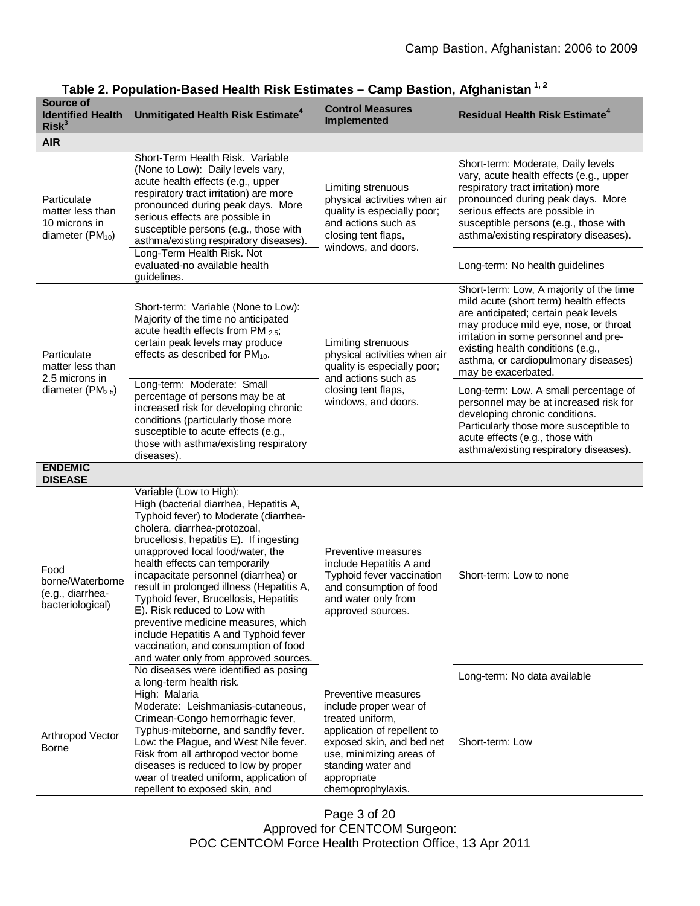### Table 2. Population-Based Health Risk Estimates – Camp Bastion, Afghanistan [1, 2]

| Source of Identified Health Risk[3] | Unmitigated Health Risk Estimate[4] | Control Measures Implemented | Residual Health Risk Estimate[4] |
|---|---|---|---|
| **AIR** | | | |
| Particulate matter less than 10 microns in diameter ($PM_{10}$) | Short-Term Health Risk. Variable (None to Low): Daily levels vary, acute health effects (e.g., upper respiratory tract irritation) are more pronounced during peak days. More serious effects are possible in susceptible persons (e.g., those with asthma/existing respiratory diseases). | Limiting strenuous physical activities when air quality is especially poor; and actions such as closing tent flaps, windows, and doors. | Short-term: Moderate, Daily levels vary, acute health effects (e.g., upper respiratory tract irritation) more pronounced during peak days. More serious effects are possible in susceptible persons (e.g., those with asthma/existing respiratory diseases). |
| | Long-Term Health Risk. Not evaluated-no available health guidelines. | | Long-term: No health guidelines |
| Particulate matter less than 2.5 microns in diameter ($PM_{2.5}$) | Short-term: Variable (None to Low): Majority of the time no anticipated acute health effects from $PM_{2.5}$; certain peak levels may produce effects as described for $PM_{10}$. | Limiting strenuous physical activities when air quality is especially poor; and actions such as closing tent flaps, windows, and doors. | Short-term: Low, A majority of the time mild acute (short term) health effects are anticipated; certain peak levels may produce mild eye, nose, or throat irritation in some personnel and pre-existing health conditions (e.g., asthma, or cardiopulmonary diseases) may be exacerbated. |
| | Long-term: Moderate: Small percentage of persons may be at increased risk for developing chronic conditions (particularly those more susceptible to acute effects (e.g., those with asthma/existing respiratory diseases). | | Long-term: Low. A small percentage of personnel may be at increased risk for developing chronic conditions. Particularly those more susceptible to acute effects (e.g., those with asthma/existing respiratory diseases). |
| **ENDEMIC DISEASE** | | | |
| Food borne/Waterborne (e.g., diarrhea-bacteriological) | Variable (Low to High): High (bacterial diarrhea, Hepatitis A, Typhoid fever) to Moderate (diarrhea-cholera, diarrhea-protozoal, brucellosis, hepatitis E). If ingesting unapproved local food/water, the health effects can temporarily incapacitate personnel (diarrhea) or result in prolonged illness (Hepatitis A, Typhoid fever, Brucellosis, Hepatitis E). Risk reduced to Low with preventive medicine measures, which include Hepatitis A and Typhoid fever vaccination, and consumption of food and water only from approved sources. | Preventive measures include Hepatitis A and Typhoid fever vaccination and consumption of food and water only from approved sources. | Short-term: Low to none |
| | No diseases were identified as posing a long-term health risk. | | Long-term: No data available |
| Arthropod Vector Borne | High: Malaria<br>Moderate: Leishmaniasis-cutaneous, Crimean-Congo hemorrhagic fever, Typhus-miteborne, and sandfly fever.<br>Low: the Plague, and West Nile fever.<br>Risk from all arthropod vector borne diseases is reduced to low by proper wear of treated uniform, application of repellent to exposed skin, and | Preventive measures include proper wear of treated uniform, application of repellent to exposed skin, and bed net use, minimizing areas of standing water and appropriate chemoprophylaxis. | Short-term: Low |

Approved for CENTCOM Surgeon:
POC CENTCOM Force Health Protection Office, 13 Apr 2011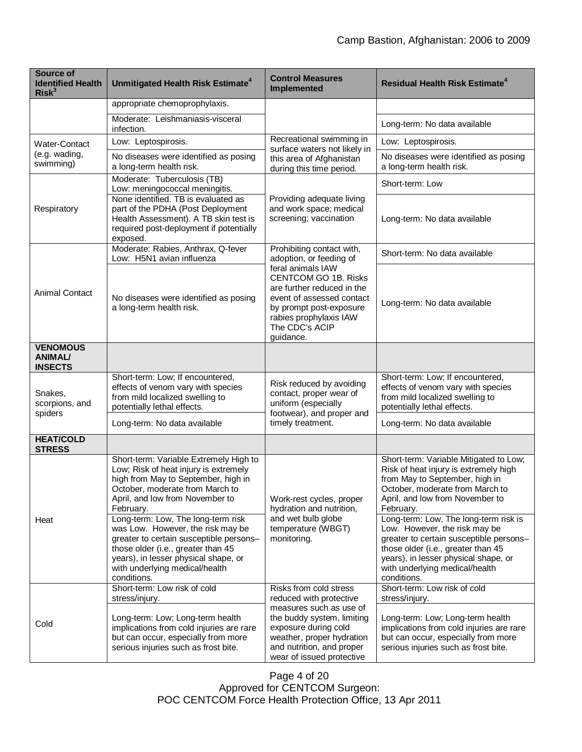| Source of Identified Health Risk[3] | Unmitigated Health Risk Estimate[4] | Control Measures Implemented | Residual Health Risk Estimate[4] |
|---|---|---|---|
| | appropriate chemoprophylaxis. | | |
| | Moderate: Leishmaniasis-visceral infection. | | Long-term: No data available |
| Water-Contact (e.g. wading, swimming) | Low: Leptospirosis. | Recreational swimming in surface waters not likely in this area of Afghanistan during this time period. | Low: Leptospirosis. |
| | No diseases were identified as posing a long-term health risk. | | No diseases were identified as posing a long-term health risk. |
| Respiratory | Moderate: Tuberculosis (TB) Low: meningococcal meningitis. | Providing adequate living and work space; medical screening; vaccination | Short-term: Low |
| | None identified. TB is evaluated as part of the PDHA (Post Deployment Health Assessment). A TB skin test is required post-deployment if potentially exposed. | | Long-term: No data available |
| Animal Contact | Moderate: Rabies, Anthrax, Q-fever Low: H5N1 avian influenza | Prohibiting contact with, adoption, or feeding of feral animals IAW CENTCOM GO 1B. Risks are further reduced in the event of assessed contact by prompt post-exposure rabies prophylaxis IAW The CDC's ACIP guidance. | Short-term: No data available |
| | No diseases were identified as posing a long-term health risk. | | Long-term: No data available |
| **VENOMOUS ANIMAL/ INSECTS** | | | |
| Snakes, scorpions, and spiders | Short-term: Low; If encountered, effects of venom vary with species from mild localized swelling to potentially lethal effects. | Risk reduced by avoiding contact, proper wear of uniform (especially footwear), and proper and timely treatment. | Short-term: Low; If encountered, effects of venom vary with species from mild localized swelling to potentially lethal effects. |
| | Long-term: No data available | | Long-term: No data available |
| **HEAT/COLD STRESS** | | | |
| Heat | Short-term: Variable Extremely High to Low; Risk of heat injury is extremely high from May to September, high in October, moderate from March to April, and low from November to February. | Work-rest cycles, proper hydration and nutrition, and wet bulb globe temperature (WBGT) monitoring. | Short-term: Variable Mitigated to Low; Risk of heat injury is extremely high from May to September, high in October, moderate from March to April, and low from November to February. |
| | Long-term: Low, The long-term risk was Low. However, the risk may be greater to certain susceptible persons– those older (i.e., greater than 45 years), in lesser physical shape, or with underlying medical/health conditions. | | Long-term: Low, The long-term risk is Low. However, the risk may be greater to certain susceptible persons– those older (i.e., greater than 45 years), in lesser physical shape, or with underlying medical/health conditions. |
| Cold | Short-term: Low risk of cold stress/injury. | Risks from cold stress reduced with protective measures such as use of the buddy system, limiting exposure during cold weather, proper hydration and nutrition, and proper wear of issued protective | Short-term: Low risk of cold stress/injury. |
| | Long-term: Low; Long-term health implications from cold injuries are rare but can occur, especially from more serious injuries such as frost bite. | | Long-term: Low; Long-term health implications from cold injuries are rare but can occur, especially from more serious injuries such as frost bite. |

Approved for CENTCOM Surgeon:
POC CENTCOM Force Health Protection Office, 13 Apr 2011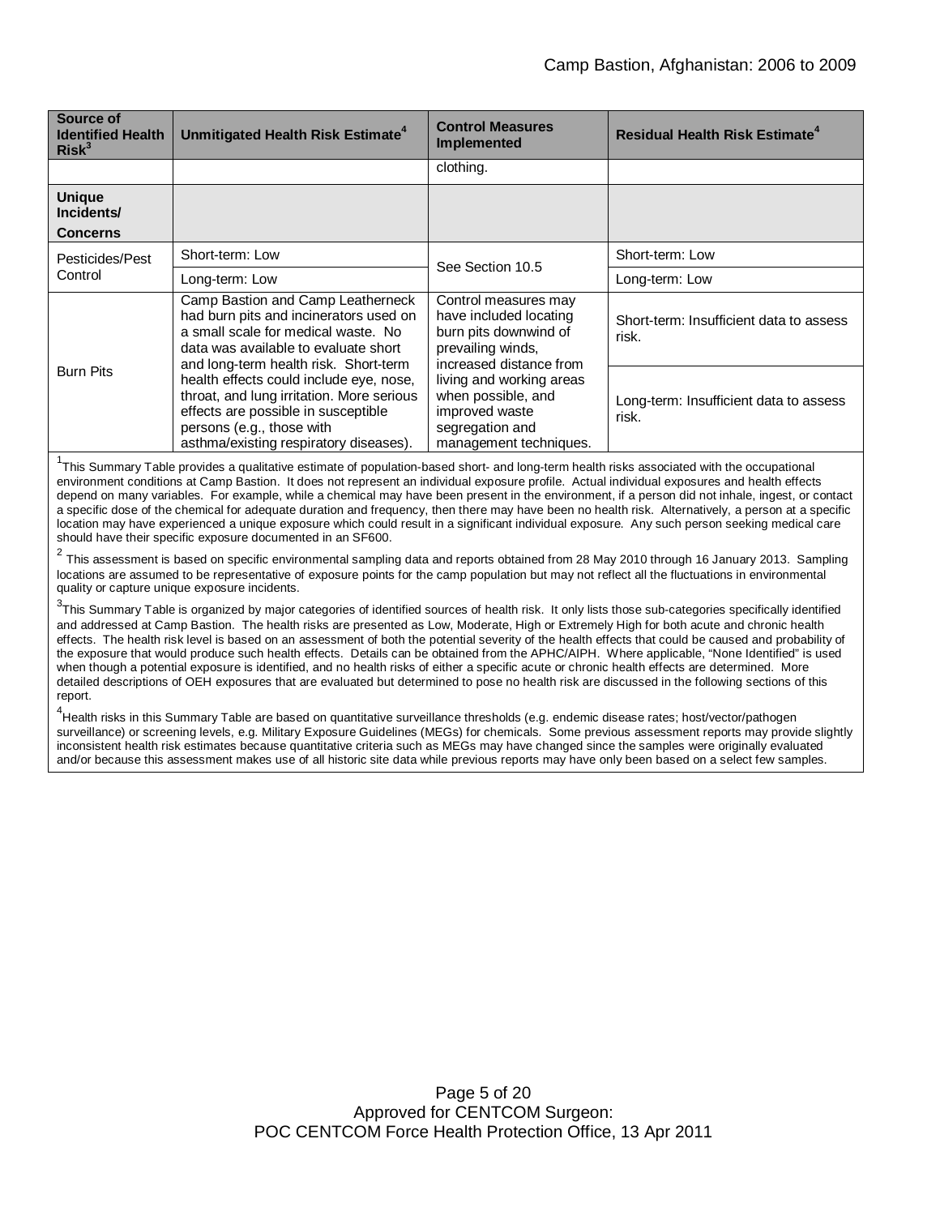| Source of Identified Health Risk[3] | Unmitigated Health Risk Estimate[4] | Control Measures Implemented | Residual Health Risk Estimate[4] |
|---|---|---|---|
| | | clothing. | |
| **Unique Incidents/ Concerns** | | | |
| Pesticides/Pest Control | Short-term: Low | See Section 10.5 | Short-term: Low |
| | Long-term: Low | | Long-term: Low |
| Burn Pits | Camp Bastion and Camp Leatherneck had burn pits and incinerators used on a small scale for medical waste. No data was available to evaluate short and long-term health risk. Short-term health effects could include eye, nose, throat, and lung irritation. More serious effects are possible in susceptible persons (e.g., those with asthma/existing respiratory diseases). | Control measures may have included locating burn pits downwind of prevailing winds, increased distance from living and working areas when possible, and improved waste segregation and management techniques. | Short-term: Insufficient data to assess risk. |
| | | | Long-term: Insufficient data to assess risk. |

[1]This Summary Table provides a qualitative estimate of population-based short- and long-term health risks associated with the occupational environment conditions at Camp Bastion. It does not represent an individual exposure profile. Actual individual exposures and health effects depend on many variables. For example, while a chemical may have been present in the environment, if a person did not inhale, ingest, or contact a specific dose of the chemical for adequate duration and frequency, then there may have been no health risk. Alternatively, a person at a specific location may have experienced a unique exposure which could result in a significant individual exposure. Any such person seeking medical care should have their specific exposure documented in an SF600.

[2] This assessment is based on specific environmental sampling data and reports obtained from 28 May 2010 through 16 January 2013. Sampling locations are assumed to be representative of exposure points for the camp population but may not reflect all the fluctuations in environmental quality or capture unique exposure incidents.

[3]This Summary Table is organized by major categories of identified sources of health risk. It only lists those sub-categories specifically identified and addressed at Camp Bastion. The health risks are presented as Low, Moderate, High or Extremely High for both acute and chronic health effects. The health risk level is based on an assessment of both the potential severity of the health effects that could be caused and probability of the exposure that would produce such health effects. Details can be obtained from the APHC/AIPH. Where applicable, "None Identified" is used when though a potential exposure is identified, and no health risks of either a specific acute or chronic health effects are determined. More detailed descriptions of OEH exposures that are evaluated but determined to pose no health risk are discussed in the following sections of this report.

[4]Health risks in this Summary Table are based on quantitative surveillance thresholds (e.g. endemic disease rates; host/vector/pathogen surveillance) or screening levels, e.g. Military Exposure Guidelines (MEGs) for chemicals. Some previous assessment reports may provide slightly inconsistent health risk estimates because quantitative criteria such as MEGs may have changed since the samples were originally evaluated and/or because this assessment makes use of all historic site data while previous reports may have only been based on a select few samples.

Approved for CENTCOM Surgeon:
POC CENTCOM Force Health Protection Office, 13 Apr 2011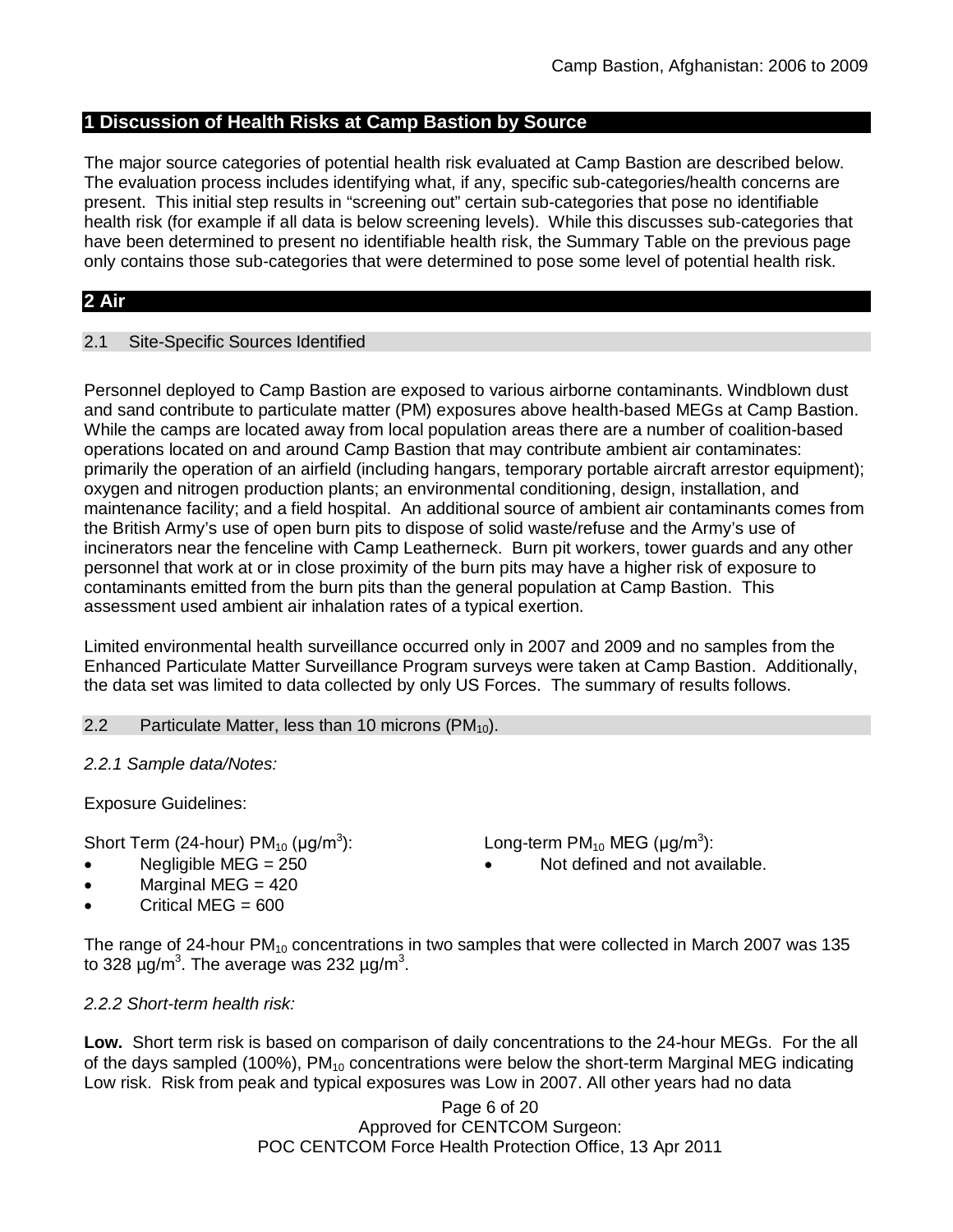## 1 Discussion of Health Risks at Camp Bastion by Source

The major source categories of potential health risk evaluated at Camp Bastion are described below. The evaluation process includes identifying what, if any, specific sub-categories/health concerns are present. This initial step results in "screening out" certain sub-categories that pose no identifiable health risk (for example if all data is below screening levels). While this discusses sub-categories that have been determined to present no identifiable health risk, the Summary Table on the previous page only contains those sub-categories that were determined to pose some level of potential health risk.

## 2 Air

### 2.1 Site-Specific Sources Identified

Personnel deployed to Camp Bastion are exposed to various airborne contaminants. Windblown dust and sand contribute to particulate matter (PM) exposures above health-based MEGs at Camp Bastion. While the camps are located away from local population areas there are a number of coalition-based operations located on and around Camp Bastion that may contribute ambient air contaminates: primarily the operation of an airfield (including hangars, temporary portable aircraft arrestor equipment); oxygen and nitrogen production plants; an environmental conditioning, design, installation, and maintenance facility; and a field hospital. An additional source of ambient air contaminants comes from the British Army's use of open burn pits to dispose of solid waste/refuse and the Army's use of incinerators near the fenceline with Camp Leatherneck. Burn pit workers, tower guards and any other personnel that work at or in close proximity of the burn pits may have a higher risk of exposure to contaminants emitted from the burn pits than the general population at Camp Bastion. This assessment used ambient air inhalation rates of a typical exertion.

Limited environmental health surveillance occurred only in 2007 and 2009 and no samples from the Enhanced Particulate Matter Surveillance Program surveys were taken at Camp Bastion. Additionally, the data set was limited to data collected by only US Forces. The summary of results follows.

### 2.2 Particulate Matter, less than 10 microns ($PM_{10}$).

*2.2.1 Sample data/Notes:*

Exposure Guidelines:

Short Term (24-hour) $PM_{10}$ ($\mu g/m^3$):

- Negligible MEG = 250
- Marginal MEG = 420
- Critical MEG = 600

Long-term $PM_{10}$ MEG ($\mu g/m^3$):

- Not defined and not available.

The range of 24-hour $PM_{10}$ concentrations in two samples that were collected in March 2007 was 135 to 328 $\mu g/m^3$. The average was 232 $\mu g/m^3$.

*2.2.2 Short-term health risk:*

**Low.** Short term risk is based on comparison of daily concentrations to the 24-hour MEGs. For the all of the days sampled (100%), $PM_{10}$ concentrations were below the short-term Marginal MEG indicating Low risk. Risk from peak and typical exposures was Low in 2007. All other years had no data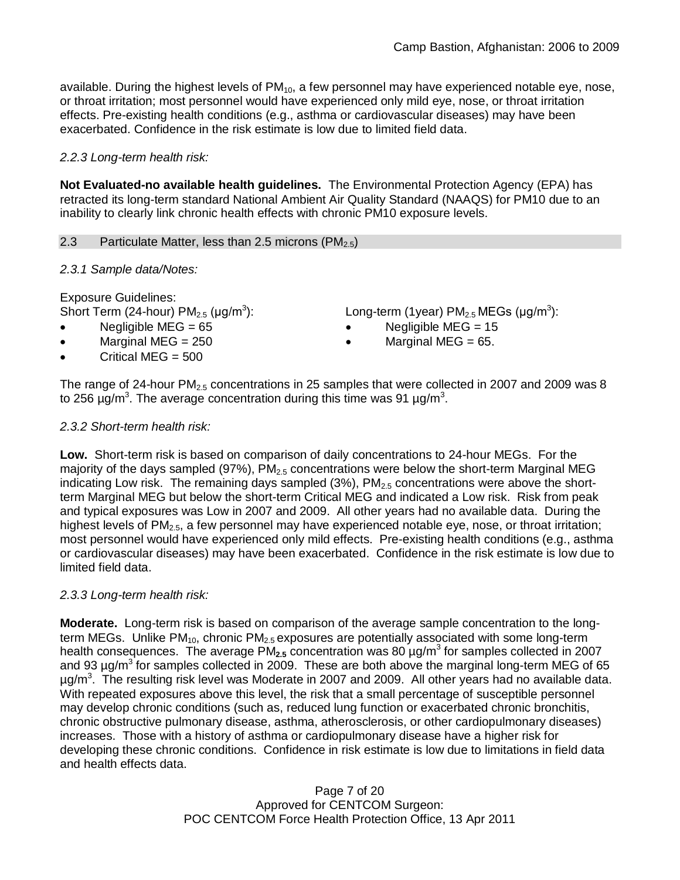available. During the highest levels of $PM_{10}$, a few personnel may have experienced notable eye, nose, or throat irritation; most personnel would have experienced only mild eye, nose, or throat irritation effects. Pre-existing health conditions (e.g., asthma or cardiovascular diseases) may have been exacerbated. Confidence in the risk estimate is low due to limited field data.

*2.2.3 Long-term health risk:*

**Not Evaluated-no available health guidelines.** The Environmental Protection Agency (EPA) has retracted its long-term standard National Ambient Air Quality Standard (NAAQS) for PM10 due to an inability to clearly link chronic health effects with chronic PM10 exposure levels.

## 2.3 Particulate Matter, less than 2.5 microns ($PM_{2.5}$)

*2.3.1 Sample data/Notes:*

Exposure Guidelines:

Short Term (24-hour) $PM_{2.5}$ (µg/m$^3$):

- Negligible MEG = 65
- Marginal MEG = 250
- Critical MEG = 500

Long-term (1year) $PM_{2.5}$ MEGs (µg/m$^3$):

- Negligible MEG = 15
- Marginal MEG = 65.

The range of 24-hour $PM_{2.5}$ concentrations in 25 samples that were collected in 2007 and 2009 was 8 to 256 µg/m$^3$. The average concentration during this time was 91 µg/m$^3$.

*2.3.2 Short-term health risk:*

**Low.** Short-term risk is based on comparison of daily concentrations to 24-hour MEGs. For the majority of the days sampled (97%), $PM_{2.5}$ concentrations were below the short-term Marginal MEG indicating Low risk. The remaining days sampled (3%), $PM_{2.5}$ concentrations were above the short-term Marginal MEG but below the short-term Critical MEG and indicated a Low risk. Risk from peak and typical exposures was Low in 2007 and 2009. All other years had no available data. During the highest levels of $PM_{2.5}$, a few personnel may have experienced notable eye, nose, or throat irritation; most personnel would have experienced only mild effects. Pre-existing health conditions (e.g., asthma or cardiovascular diseases) may have been exacerbated. Confidence in the risk estimate is low due to limited field data.

*2.3.3 Long-term health risk:*

**Moderate.** Long-term risk is based on comparison of the average sample concentration to the long-term MEGs. Unlike $PM_{10}$, chronic $PM_{2.5}$ exposures are potentially associated with some long-term health consequences. The average $PM_{2.5}$ concentration was 80 µg/m$^3$ for samples collected in 2007 and 93 µg/m$^3$ for samples collected in 2009. These are both above the marginal long-term MEG of 65 µg/m$^3$. The resulting risk level was Moderate in 2007 and 2009. All other years had no available data. With repeated exposures above this level, the risk that a small percentage of susceptible personnel may develop chronic conditions (such as, reduced lung function or exacerbated chronic bronchitis, chronic obstructive pulmonary disease, asthma, atherosclerosis, or other cardiopulmonary diseases) increases. Those with a history of asthma or cardiopulmonary disease have a higher risk for developing these chronic conditions. Confidence in risk estimate is low due to limitations in field data and health effects data.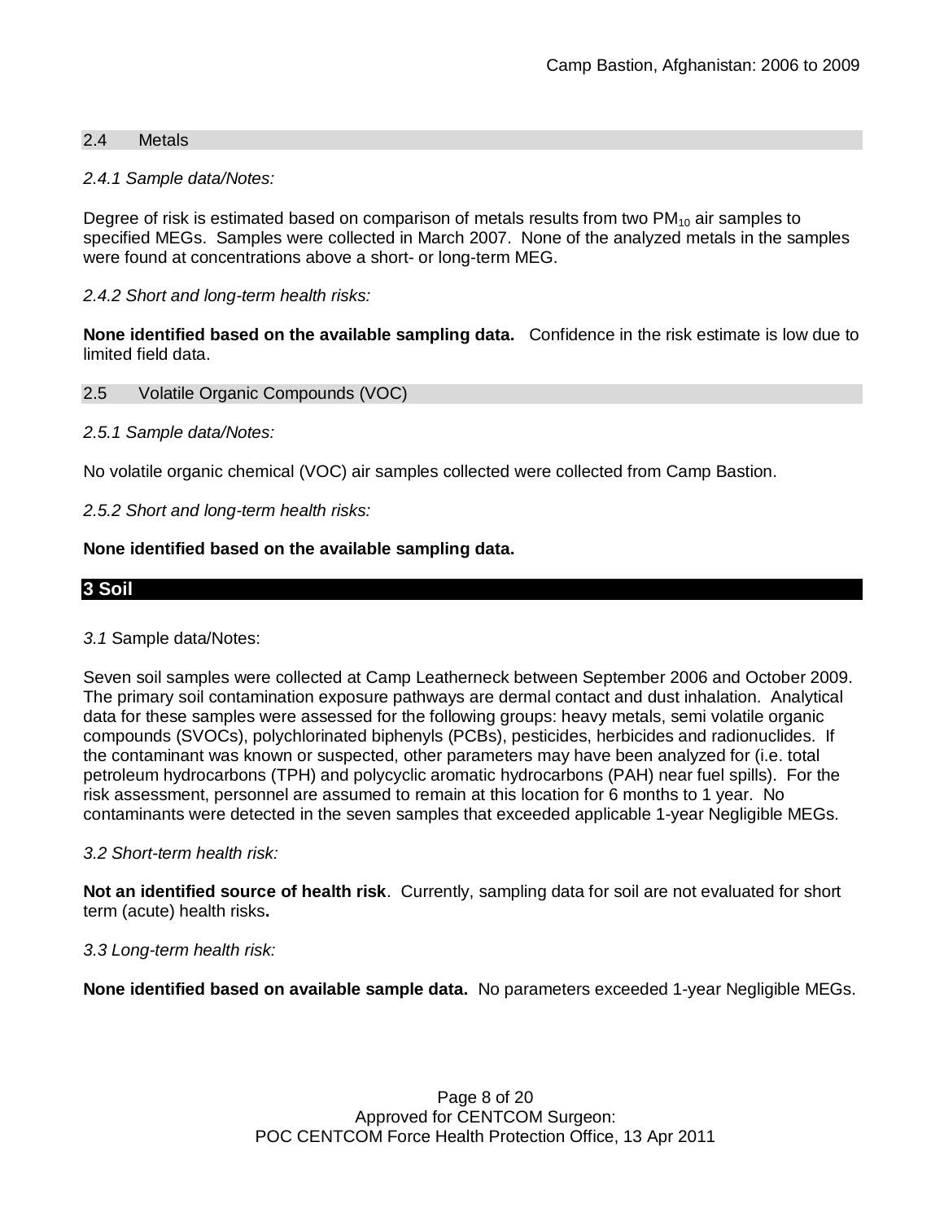### 2.4 Metals

*2.4.1 Sample data/Notes:*

Degree of risk is estimated based on comparison of metals results from two $PM_{10}$ air samples to specified MEGs. Samples were collected in March 2007. None of the analyzed metals in the samples were found at concentrations above a short- or long-term MEG.

*2.4.2 Short and long-term health risks:*

**None identified based on the available sampling data.** Confidence in the risk estimate is low due to limited field data.

### 2.5 Volatile Organic Compounds (VOC)

*2.5.1 Sample data/Notes:*

No volatile organic chemical (VOC) air samples collected were collected from Camp Bastion.

*2.5.2 Short and long-term health risks:*

**None identified based on the available sampling data.**

## 3 Soil

*3.1* Sample data/Notes:

Seven soil samples were collected at Camp Leatherneck between September 2006 and October 2009. The primary soil contamination exposure pathways are dermal contact and dust inhalation. Analytical data for these samples were assessed for the following groups: heavy metals, semi volatile organic compounds (SVOCs), polychlorinated biphenyls (PCBs), pesticides, herbicides and radionuclides. If the contaminant was known or suspected, other parameters may have been analyzed for (i.e. total petroleum hydrocarbons (TPH) and polycyclic aromatic hydrocarbons (PAH) near fuel spills). For the risk assessment, personnel are assumed to remain at this location for 6 months to 1 year. No contaminants were detected in the seven samples that exceeded applicable 1-year Negligible MEGs.

*3.2 Short-term health risk:*

**Not an identified source of health risk**. Currently, sampling data for soil are not evaluated for short term (acute) health risks**.**

*3.3 Long-term health risk:*

**None identified based on available sample data.** No parameters exceeded 1-year Negligible MEGs.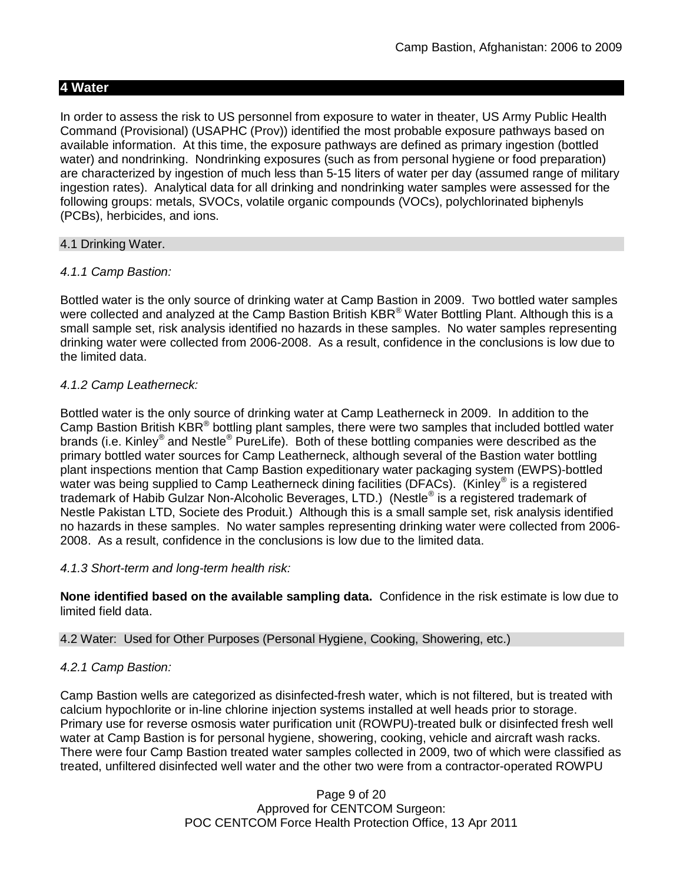## 4 Water

In order to assess the risk to US personnel from exposure to water in theater, US Army Public Health Command (Provisional) (USAPHC (Prov)) identified the most probable exposure pathways based on available information. At this time, the exposure pathways are defined as primary ingestion (bottled water) and nondrinking. Nondrinking exposures (such as from personal hygiene or food preparation) are characterized by ingestion of much less than 5-15 liters of water per day (assumed range of military ingestion rates). Analytical data for all drinking and nondrinking water samples were assessed for the following groups: metals, SVOCs, volatile organic compounds (VOCs), polychlorinated biphenyls (PCBs), herbicides, and ions.

### 4.1 Drinking Water.

*4.1.1 Camp Bastion:*

Bottled water is the only source of drinking water at Camp Bastion in 2009. Two bottled water samples were collected and analyzed at the Camp Bastion British KBR® Water Bottling Plant. Although this is a small sample set, risk analysis identified no hazards in these samples. No water samples representing drinking water were collected from 2006-2008. As a result, confidence in the conclusions is low due to the limited data.

*4.1.2 Camp Leatherneck:*

Bottled water is the only source of drinking water at Camp Leatherneck in 2009. In addition to the Camp Bastion British KBR® bottling plant samples, there were two samples that included bottled water brands (i.e. Kinley® and Nestle® PureLife). Both of these bottling companies were described as the primary bottled water sources for Camp Leatherneck, although several of the Bastion water bottling plant inspections mention that Camp Bastion expeditionary water packaging system (EWPS)-bottled water was being supplied to Camp Leatherneck dining facilities (DFACs). (Kinley® is a registered trademark of Habib Gulzar Non-Alcoholic Beverages, LTD.) (Nestle® is a registered trademark of Nestle Pakistan LTD, Societe des Produit.) Although this is a small sample set, risk analysis identified no hazards in these samples. No water samples representing drinking water were collected from 2006-2008. As a result, confidence in the conclusions is low due to the limited data.

*4.1.3 Short-term and long-term health risk:*

**None identified based on the available sampling data.** Confidence in the risk estimate is low due to limited field data.

### 4.2 Water: Used for Other Purposes (Personal Hygiene, Cooking, Showering, etc.)

*4.2.1 Camp Bastion:*

Camp Bastion wells are categorized as disinfected-fresh water, which is not filtered, but is treated with calcium hypochlorite or in-line chlorine injection systems installed at well heads prior to storage. Primary use for reverse osmosis water purification unit (ROWPU)-treated bulk or disinfected fresh well water at Camp Bastion is for personal hygiene, showering, cooking, vehicle and aircraft wash racks. There were four Camp Bastion treated water samples collected in 2009, two of which were classified as treated, unfiltered disinfected well water and the other two were from a contractor-operated ROWPU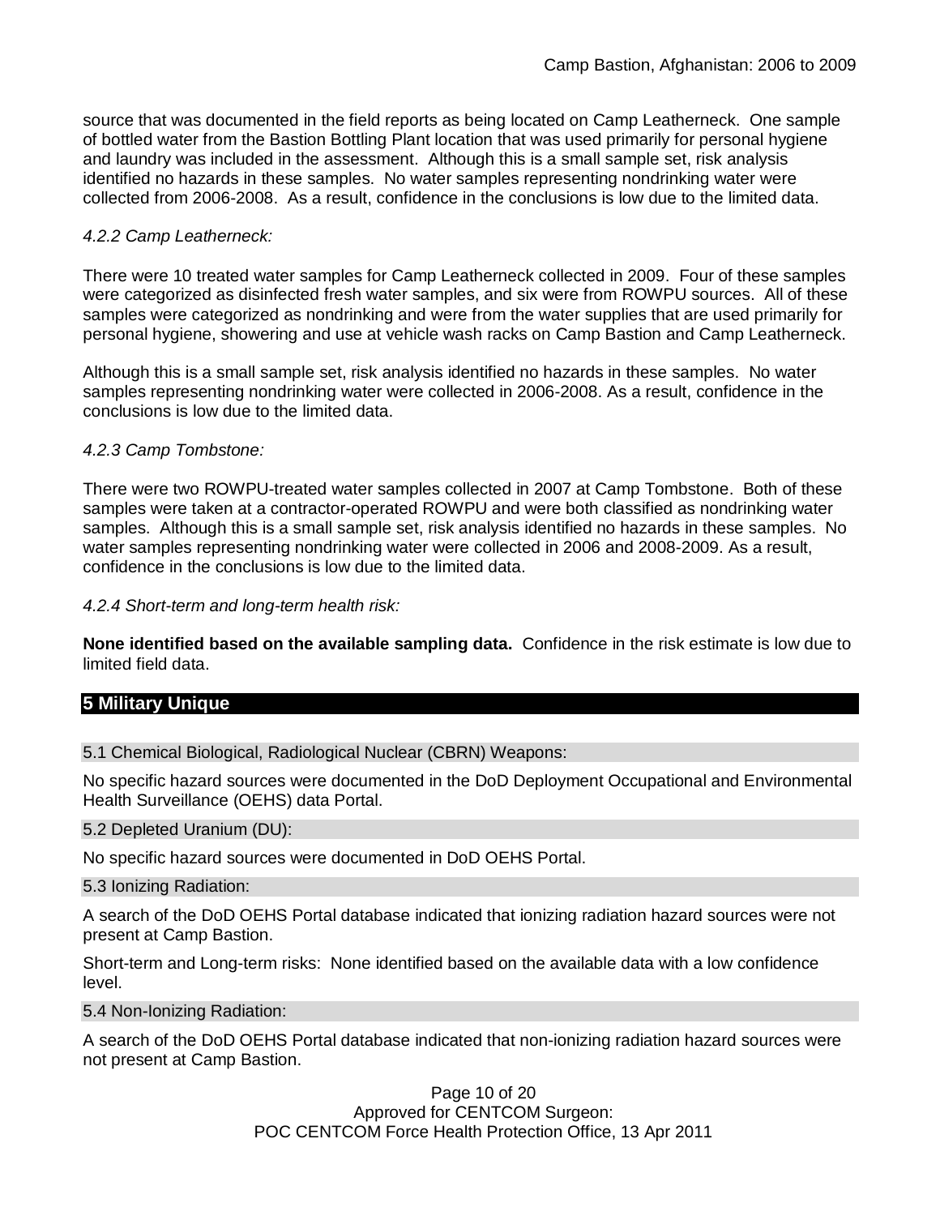source that was documented in the field reports as being located on Camp Leatherneck. One sample of bottled water from the Bastion Bottling Plant location that was used primarily for personal hygiene and laundry was included in the assessment. Although this is a small sample set, risk analysis identified no hazards in these samples. No water samples representing nondrinking water were collected from 2006-2008. As a result, confidence in the conclusions is low due to the limited data.

*4.2.2 Camp Leatherneck:*

There were 10 treated water samples for Camp Leatherneck collected in 2009. Four of these samples were categorized as disinfected fresh water samples, and six were from ROWPU sources. All of these samples were categorized as nondrinking and were from the water supplies that are used primarily for personal hygiene, showering and use at vehicle wash racks on Camp Bastion and Camp Leatherneck.

Although this is a small sample set, risk analysis identified no hazards in these samples. No water samples representing nondrinking water were collected in 2006-2008. As a result, confidence in the conclusions is low due to the limited data.

*4.2.3 Camp Tombstone:*

There were two ROWPU-treated water samples collected in 2007 at Camp Tombstone. Both of these samples were taken at a contractor-operated ROWPU and were both classified as nondrinking water samples. Although this is a small sample set, risk analysis identified no hazards in these samples. No water samples representing nondrinking water were collected in 2006 and 2008-2009. As a result, confidence in the conclusions is low due to the limited data.

*4.2.4 Short-term and long-term health risk:*

**None identified based on the available sampling data.** Confidence in the risk estimate is low due to limited field data.

## 5 Military Unique

### 5.1 Chemical Biological, Radiological Nuclear (CBRN) Weapons:

No specific hazard sources were documented in the DoD Deployment Occupational and Environmental Health Surveillance (OEHS) data Portal.

### 5.2 Depleted Uranium (DU):

No specific hazard sources were documented in DoD OEHS Portal.

### 5.3 Ionizing Radiation:

A search of the DoD OEHS Portal database indicated that ionizing radiation hazard sources were not present at Camp Bastion.

Short-term and Long-term risks: None identified based on the available data with a low confidence level.

### 5.4 Non-Ionizing Radiation:

A search of the DoD OEHS Portal database indicated that non-ionizing radiation hazard sources were not present at Camp Bastion.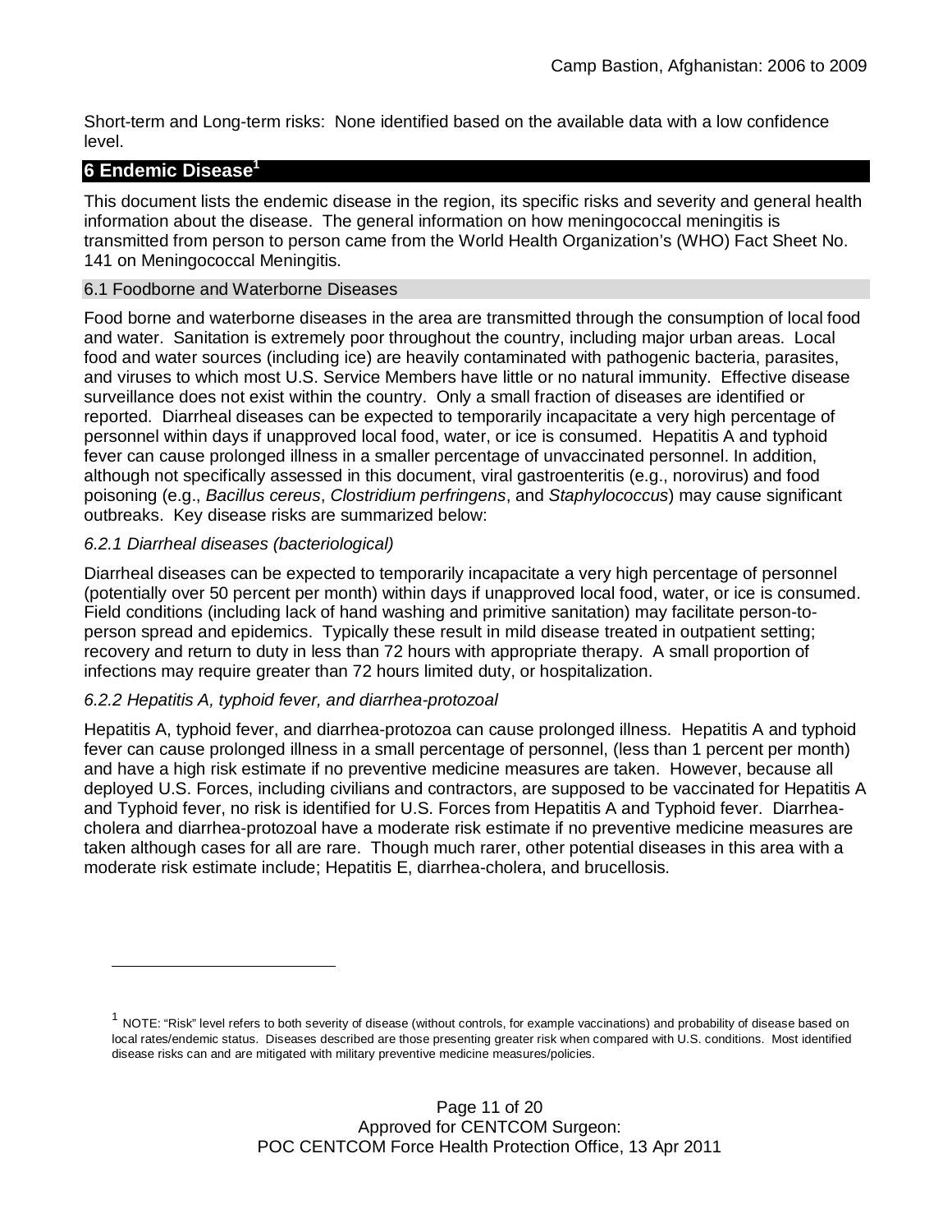Short-term and Long-term risks: None identified based on the available data with a low confidence level.

## 6 Endemic Disease[1]

This document lists the endemic disease in the region, its specific risks and severity and general health information about the disease. The general information on how meningococcal meningitis is transmitted from person to person came from the World Health Organization's (WHO) Fact Sheet No. 141 on Meningococcal Meningitis.

### 6.1 Foodborne and Waterborne Diseases

Food borne and waterborne diseases in the area are transmitted through the consumption of local food and water. Sanitation is extremely poor throughout the country, including major urban areas. Local food and water sources (including ice) are heavily contaminated with pathogenic bacteria, parasites, and viruses to which most U.S. Service Members have little or no natural immunity. Effective disease surveillance does not exist within the country. Only a small fraction of diseases are identified or reported. Diarrheal diseases can be expected to temporarily incapacitate a very high percentage of personnel within days if unapproved local food, water, or ice is consumed. Hepatitis A and typhoid fever can cause prolonged illness in a smaller percentage of unvaccinated personnel. In addition, although not specifically assessed in this document, viral gastroenteritis (e.g., norovirus) and food poisoning (e.g., *Bacillus cereus*, *Clostridium perfringens*, and *Staphylococcus*) may cause significant outbreaks. Key disease risks are summarized below:

#### *6.2.1 Diarrheal diseases (bacteriological)*

Diarrheal diseases can be expected to temporarily incapacitate a very high percentage of personnel (potentially over 50 percent per month) within days if unapproved local food, water, or ice is consumed. Field conditions (including lack of hand washing and primitive sanitation) may facilitate person-to-person spread and epidemics. Typically these result in mild disease treated in outpatient setting; recovery and return to duty in less than 72 hours with appropriate therapy. A small proportion of infections may require greater than 72 hours limited duty, or hospitalization.

#### *6.2.2 Hepatitis A, typhoid fever, and diarrhea-protozoal*

Hepatitis A, typhoid fever, and diarrhea-protozoa can cause prolonged illness. Hepatitis A and typhoid fever can cause prolonged illness in a small percentage of personnel, (less than 1 percent per month) and have a high risk estimate if no preventive medicine measures are taken. However, because all deployed U.S. Forces, including civilians and contractors, are supposed to be vaccinated for Hepatitis A and Typhoid fever, no risk is identified for U.S. Forces from Hepatitis A and Typhoid fever. Diarrhea-cholera and diarrhea-protozoal have a moderate risk estimate if no preventive medicine measures are taken although cases for all are rare. Though much rarer, other potential diseases in this area with a moderate risk estimate include; Hepatitis E, diarrhea-cholera, and brucellosis.

---

[1] NOTE: "Risk" level refers to both severity of disease (without controls, for example vaccinations) and probability of disease based on local rates/endemic status. Diseases described are those presenting greater risk when compared with U.S. conditions. Most identified disease risks can and are mitigated with military preventive medicine measures/policies.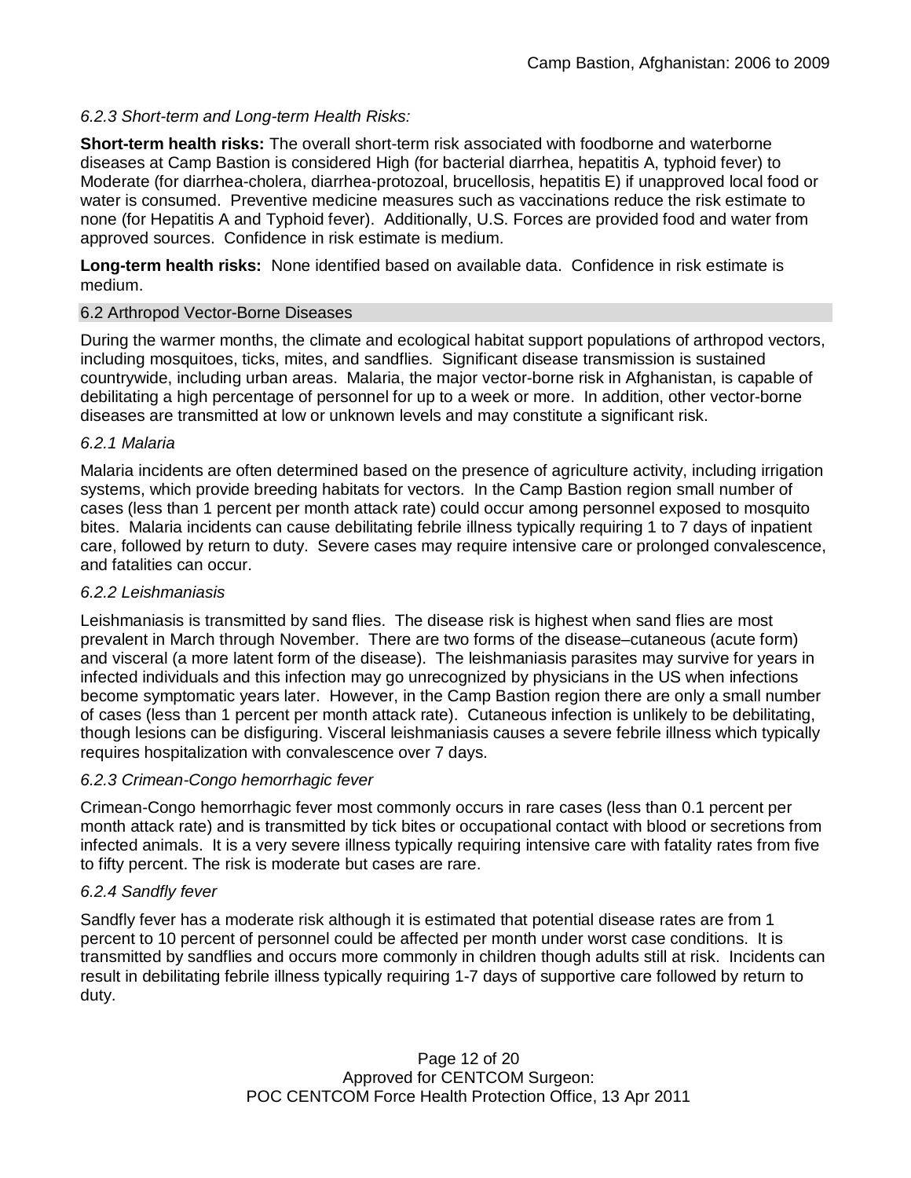*6.2.3 Short-term and Long-term Health Risks:*

**Short-term health risks:** The overall short-term risk associated with foodborne and waterborne diseases at Camp Bastion is considered High (for bacterial diarrhea, hepatitis A, typhoid fever) to Moderate (for diarrhea-cholera, diarrhea-protozoal, brucellosis, hepatitis E) if unapproved local food or water is consumed. Preventive medicine measures such as vaccinations reduce the risk estimate to none (for Hepatitis A and Typhoid fever). Additionally, U.S. Forces are provided food and water from approved sources. Confidence in risk estimate is medium.

**Long-term health risks:** None identified based on available data. Confidence in risk estimate is medium.

## 6.2 Arthropod Vector-Borne Diseases

During the warmer months, the climate and ecological habitat support populations of arthropod vectors, including mosquitoes, ticks, mites, and sandflies. Significant disease transmission is sustained countrywide, including urban areas. Malaria, the major vector-borne risk in Afghanistan, is capable of debilitating a high percentage of personnel for up to a week or more. In addition, other vector-borne diseases are transmitted at low or unknown levels and may constitute a significant risk.

*6.2.1 Malaria*

Malaria incidents are often determined based on the presence of agriculture activity, including irrigation systems, which provide breeding habitats for vectors. In the Camp Bastion region small number of cases (less than 1 percent per month attack rate) could occur among personnel exposed to mosquito bites. Malaria incidents can cause debilitating febrile illness typically requiring 1 to 7 days of inpatient care, followed by return to duty. Severe cases may require intensive care or prolonged convalescence, and fatalities can occur.

*6.2.2 Leishmaniasis*

Leishmaniasis is transmitted by sand flies. The disease risk is highest when sand flies are most prevalent in March through November. There are two forms of the disease–cutaneous (acute form) and visceral (a more latent form of the disease). The leishmaniasis parasites may survive for years in infected individuals and this infection may go unrecognized by physicians in the US when infections become symptomatic years later. However, in the Camp Bastion region there are only a small number of cases (less than 1 percent per month attack rate). Cutaneous infection is unlikely to be debilitating, though lesions can be disfiguring. Visceral leishmaniasis causes a severe febrile illness which typically requires hospitalization with convalescence over 7 days.

*6.2.3 Crimean-Congo hemorrhagic fever*

Crimean-Congo hemorrhagic fever most commonly occurs in rare cases (less than 0.1 percent per month attack rate) and is transmitted by tick bites or occupational contact with blood or secretions from infected animals. It is a very severe illness typically requiring intensive care with fatality rates from five to fifty percent. The risk is moderate but cases are rare.

*6.2.4 Sandfly fever*

Sandfly fever has a moderate risk although it is estimated that potential disease rates are from 1 percent to 10 percent of personnel could be affected per month under worst case conditions. It is transmitted by sandflies and occurs more commonly in children though adults still at risk. Incidents can result in debilitating febrile illness typically requiring 1-7 days of supportive care followed by return to duty.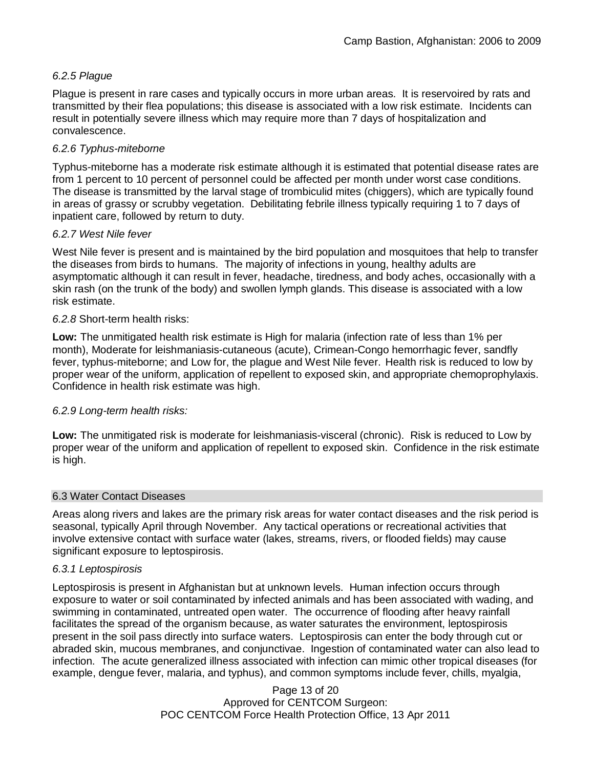*6.2.5 Plague*

Plague is present in rare cases and typically occurs in more urban areas. It is reservoired by rats and transmitted by their flea populations; this disease is associated with a low risk estimate. Incidents can result in potentially severe illness which may require more than 7 days of hospitalization and convalescence.

*6.2.6 Typhus-miteborne*

Typhus-miteborne has a moderate risk estimate although it is estimated that potential disease rates are from 1 percent to 10 percent of personnel could be affected per month under worst case conditions. The disease is transmitted by the larval stage of trombiculid mites (chiggers), which are typically found in areas of grassy or scrubby vegetation. Debilitating febrile illness typically requiring 1 to 7 days of inpatient care, followed by return to duty.

*6.2.7 West Nile fever*

West Nile fever is present and is maintained by the bird population and mosquitoes that help to transfer the diseases from birds to humans. The majority of infections in young, healthy adults are asymptomatic although it can result in fever, headache, tiredness, and body aches, occasionally with a skin rash (on the trunk of the body) and swollen lymph glands. This disease is associated with a low risk estimate.

*6.2.8* Short-term health risks:

**Low:** The unmitigated health risk estimate is High for malaria (infection rate of less than 1% per month), Moderate for leishmaniasis-cutaneous (acute), Crimean-Congo hemorrhagic fever, sandfly fever, typhus-miteborne; and Low for, the plague and West Nile fever. Health risk is reduced to low by proper wear of the uniform, application of repellent to exposed skin, and appropriate chemoprophylaxis. Confidence in health risk estimate was high.

*6.2.9 Long-term health risks:*

**Low:** The unmitigated risk is moderate for leishmaniasis-visceral (chronic). Risk is reduced to Low by proper wear of the uniform and application of repellent to exposed skin. Confidence in the risk estimate is high.

## 6.3 Water Contact Diseases

Areas along rivers and lakes are the primary risk areas for water contact diseases and the risk period is seasonal, typically April through November. Any tactical operations or recreational activities that involve extensive contact with surface water (lakes, streams, rivers, or flooded fields) may cause significant exposure to leptospirosis.

*6.3.1 Leptospirosis*

Leptospirosis is present in Afghanistan but at unknown levels. Human infection occurs through exposure to water or soil contaminated by infected animals and has been associated with wading, and swimming in contaminated, untreated open water. The occurrence of flooding after heavy rainfall facilitates the spread of the organism because, as water saturates the environment, leptospirosis present in the soil pass directly into surface waters. Leptospirosis can enter the body through cut or abraded skin, mucous membranes, and conjunctivae. Ingestion of contaminated water can also lead to infection. The acute generalized illness associated with infection can mimic other tropical diseases (for example, dengue fever, malaria, and typhus), and common symptoms include fever, chills, myalgia,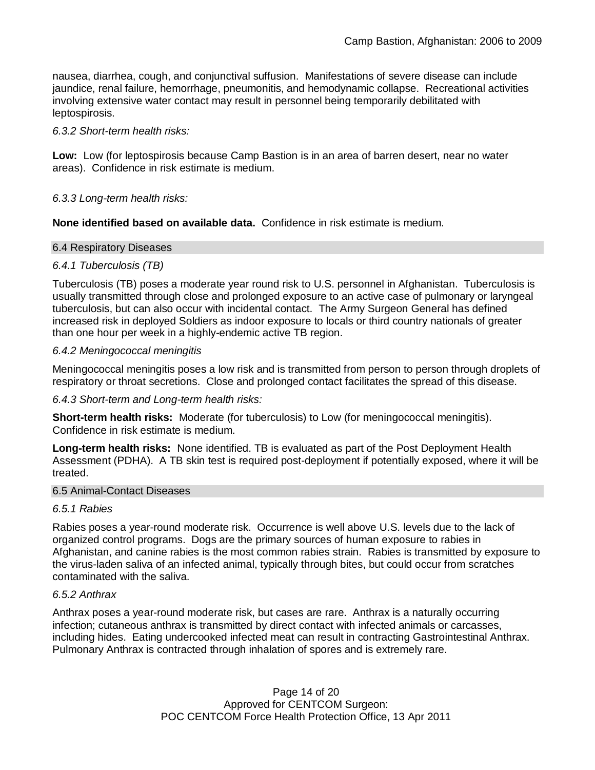nausea, diarrhea, cough, and conjunctival suffusion. Manifestations of severe disease can include jaundice, renal failure, hemorrhage, pneumonitis, and hemodynamic collapse. Recreational activities involving extensive water contact may result in personnel being temporarily debilitated with leptospirosis.

*6.3.2 Short-term health risks:*

**Low:** Low (for leptospirosis because Camp Bastion is in an area of barren desert, near no water areas). Confidence in risk estimate is medium.

*6.3.3 Long-term health risks:*

**None identified based on available data.** Confidence in risk estimate is medium.

## 6.4 Respiratory Diseases

*6.4.1 Tuberculosis (TB)*

Tuberculosis (TB) poses a moderate year round risk to U.S. personnel in Afghanistan. Tuberculosis is usually transmitted through close and prolonged exposure to an active case of pulmonary or laryngeal tuberculosis, but can also occur with incidental contact. The Army Surgeon General has defined increased risk in deployed Soldiers as indoor exposure to locals or third country nationals of greater than one hour per week in a highly-endemic active TB region.

*6.4.2 Meningococcal meningitis*

Meningococcal meningitis poses a low risk and is transmitted from person to person through droplets of respiratory or throat secretions. Close and prolonged contact facilitates the spread of this disease.

*6.4.3 Short-term and Long-term health risks:*

**Short-term health risks:** Moderate (for tuberculosis) to Low (for meningococcal meningitis). Confidence in risk estimate is medium.

**Long-term health risks:** None identified. TB is evaluated as part of the Post Deployment Health Assessment (PDHA). A TB skin test is required post-deployment if potentially exposed, where it will be treated.

## 6.5 Animal-Contact Diseases

*6.5.1 Rabies*

Rabies poses a year-round moderate risk. Occurrence is well above U.S. levels due to the lack of organized control programs. Dogs are the primary sources of human exposure to rabies in Afghanistan, and canine rabies is the most common rabies strain. Rabies is transmitted by exposure to the virus-laden saliva of an infected animal, typically through bites, but could occur from scratches contaminated with the saliva.

*6.5.2 Anthrax*

Anthrax poses a year-round moderate risk, but cases are rare. Anthrax is a naturally occurring infection; cutaneous anthrax is transmitted by direct contact with infected animals or carcasses, including hides. Eating undercooked infected meat can result in contracting Gastrointestinal Anthrax. Pulmonary Anthrax is contracted through inhalation of spores and is extremely rare.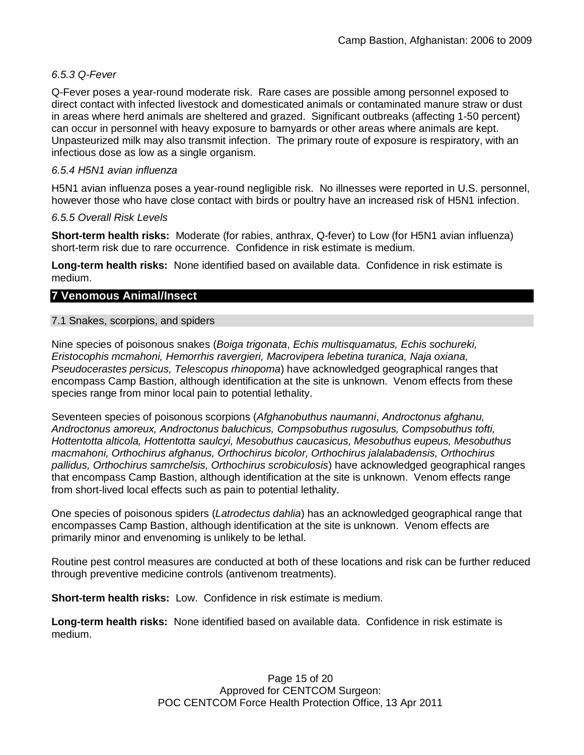#### *6.5.3 Q-Fever*

Q-Fever poses a year-round moderate risk. Rare cases are possible among personnel exposed to direct contact with infected livestock and domesticated animals or contaminated manure straw or dust in areas where herd animals are sheltered and grazed. Significant outbreaks (affecting 1-50 percent) can occur in personnel with heavy exposure to barnyards or other areas where animals are kept. Unpasteurized milk may also transmit infection. The primary route of exposure is respiratory, with an infectious dose as low as a single organism.

#### *6.5.4 H5N1 avian influenza*

H5N1 avian influenza poses a year-round negligible risk. No illnesses were reported in U.S. personnel, however those who have close contact with birds or poultry have an increased risk of H5N1 infection.

#### *6.5.5 Overall Risk Levels*

**Short-term health risks:** Moderate (for rabies, anthrax, Q-fever) to Low (for H5N1 avian influenza) short-term risk due to rare occurrence. Confidence in risk estimate is medium.

**Long-term health risks:** None identified based on available data. Confidence in risk estimate is medium.

## 7 Venomous Animal/Insect

### 7.1 Snakes, scorpions, and spiders

Nine species of poisonous snakes (*Boiga trigonata*, *Echis multisquamatus, Echis sochureki, Eristocophis mcmahoni, Hemorrhis ravergieri, Macrovipera lebetina turanica, Naja oxiana, Pseudocerastes persicus, Telescopus rhinopoma*) have acknowledged geographical ranges that encompass Camp Bastion, although identification at the site is unknown. Venom effects from these species range from minor local pain to potential lethality.

Seventeen species of poisonous scorpions (*Afghanobuthus naumanni*, *Androctonus afghanu, Androctonus amoreux, Androctonus baluchicus, Compsobuthus rugosulus, Compsobuthus tofti, Hottentotta alticola, Hottentotta saulcyi, Mesobuthus caucasicus, Mesobuthus eupeus, Mesobuthus macmahoni, Orthochirus afghanus, Orthochirus bicolor, Orthochirus jalalabadensis, Orthochirus pallidus, Orthochirus samrchelsis, Orthochirus scrobiculosis*) have acknowledged geographical ranges that encompass Camp Bastion, although identification at the site is unknown. Venom effects range from short-lived local effects such as pain to potential lethality.

One species of poisonous spiders (*Latrodectus dahlia*) has an acknowledged geographical range that encompasses Camp Bastion, although identification at the site is unknown. Venom effects are primarily minor and envenoming is unlikely to be lethal.

Routine pest control measures are conducted at both of these locations and risk can be further reduced through preventive medicine controls (antivenom treatments).

**Short-term health risks:** Low. Confidence in risk estimate is medium.

**Long-term health risks:** None identified based on available data. Confidence in risk estimate is medium.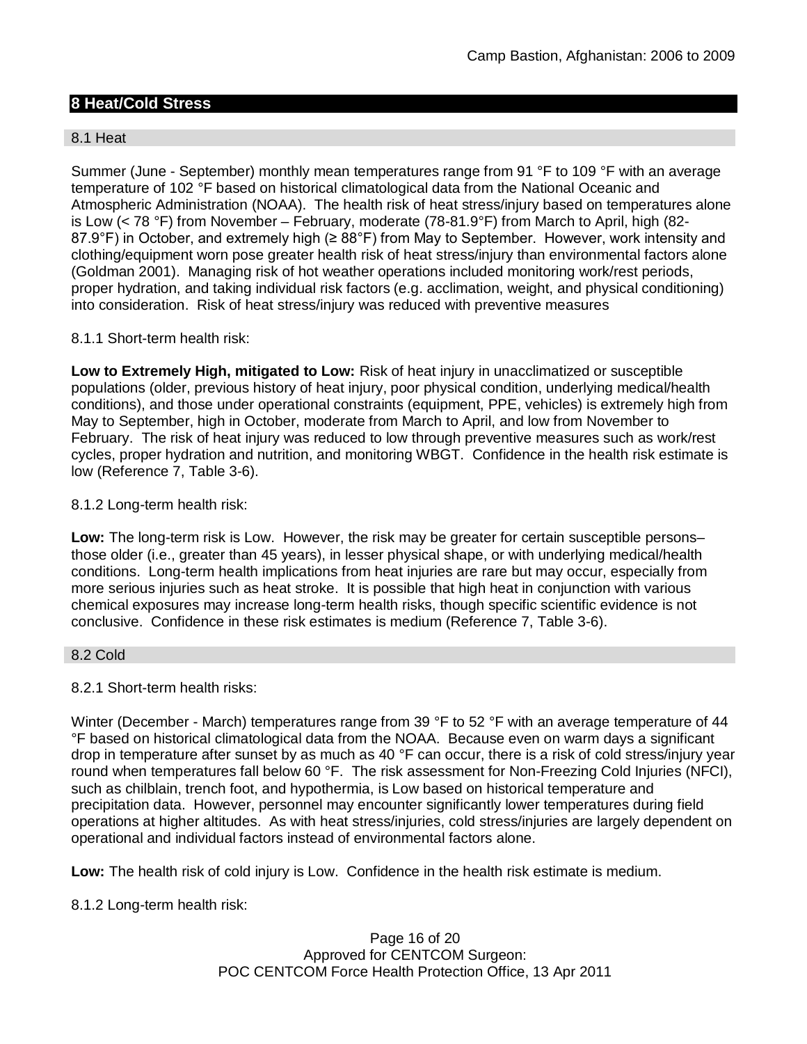## 8 Heat/Cold Stress

### 8.1 Heat

Summer (June - September) monthly mean temperatures range from 91 °F to 109 °F with an average temperature of 102 °F based on historical climatological data from the National Oceanic and Atmospheric Administration (NOAA). The health risk of heat stress/injury based on temperatures alone is Low (< 78 °F) from November – February, moderate (78-81.9°F) from March to April, high (82-87.9°F) in October, and extremely high (≥ 88°F) from May to September. However, work intensity and clothing/equipment worn pose greater health risk of heat stress/injury than environmental factors alone (Goldman 2001). Managing risk of hot weather operations included monitoring work/rest periods, proper hydration, and taking individual risk factors (e.g. acclimation, weight, and physical conditioning) into consideration. Risk of heat stress/injury was reduced with preventive measures

8.1.1 Short-term health risk:

**Low to Extremely High, mitigated to Low:** Risk of heat injury in unacclimatized or susceptible populations (older, previous history of heat injury, poor physical condition, underlying medical/health conditions), and those under operational constraints (equipment, PPE, vehicles) is extremely high from May to September, high in October, moderate from March to April, and low from November to February. The risk of heat injury was reduced to low through preventive measures such as work/rest cycles, proper hydration and nutrition, and monitoring WBGT. Confidence in the health risk estimate is low (Reference 7, Table 3-6).

8.1.2 Long-term health risk:

**Low:** The long-term risk is Low. However, the risk may be greater for certain susceptible persons– those older (i.e., greater than 45 years), in lesser physical shape, or with underlying medical/health conditions. Long-term health implications from heat injuries are rare but may occur, especially from more serious injuries such as heat stroke. It is possible that high heat in conjunction with various chemical exposures may increase long-term health risks, though specific scientific evidence is not conclusive. Confidence in these risk estimates is medium (Reference 7, Table 3-6).

### 8.2 Cold

8.2.1 Short-term health risks:

Winter (December - March) temperatures range from 39 °F to 52 °F with an average temperature of 44 °F based on historical climatological data from the NOAA. Because even on warm days a significant drop in temperature after sunset by as much as 40 °F can occur, there is a risk of cold stress/injury year round when temperatures fall below 60 °F. The risk assessment for Non-Freezing Cold Injuries (NFCI), such as chilblain, trench foot, and hypothermia, is Low based on historical temperature and precipitation data. However, personnel may encounter significantly lower temperatures during field operations at higher altitudes. As with heat stress/injuries, cold stress/injuries are largely dependent on operational and individual factors instead of environmental factors alone.

**Low:** The health risk of cold injury is Low. Confidence in the health risk estimate is medium.

8.1.2 Long-term health risk: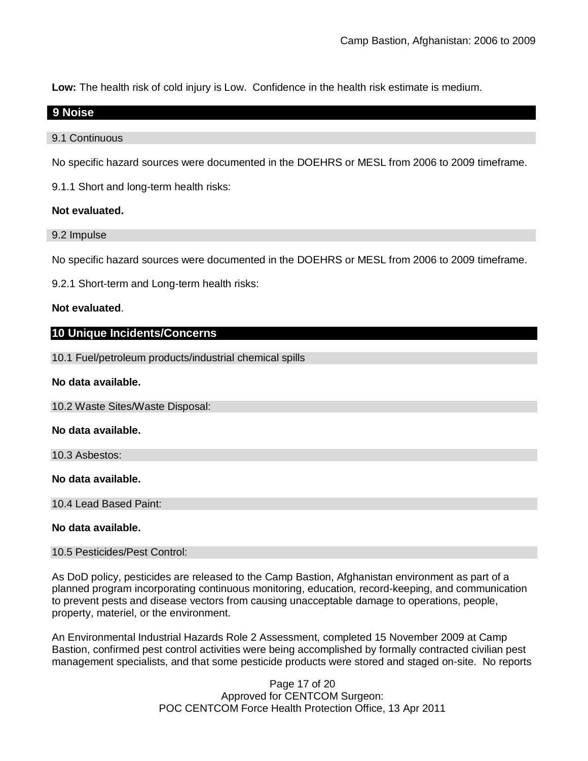**Low:** The health risk of cold injury is Low. Confidence in the health risk estimate is medium.

## 9 Noise

### 9.1 Continuous

No specific hazard sources were documented in the DOEHRS or MESL from 2006 to 2009 timeframe.

9.1.1 Short and long-term health risks:

**Not evaluated.**

### 9.2 Impulse

No specific hazard sources were documented in the DOEHRS or MESL from 2006 to 2009 timeframe.

9.2.1 Short-term and Long-term health risks:

**Not evaluated**.

## 10 Unique Incidents/Concerns

### 10.1 Fuel/petroleum products/industrial chemical spills

**No data available.**

### 10.2 Waste Sites/Waste Disposal:

**No data available.**

### 10.3 Asbestos:

**No data available.**

### 10.4 Lead Based Paint:

**No data available.**

### 10.5 Pesticides/Pest Control:

As DoD policy, pesticides are released to the Camp Bastion, Afghanistan environment as part of a planned program incorporating continuous monitoring, education, record-keeping, and communication to prevent pests and disease vectors from causing unacceptable damage to operations, people, property, materiel, or the environment.

An Environmental Industrial Hazards Role 2 Assessment, completed 15 November 2009 at Camp Bastion, confirmed pest control activities were being accomplished by formally contracted civilian pest management specialists, and that some pesticide products were stored and staged on-site. No reports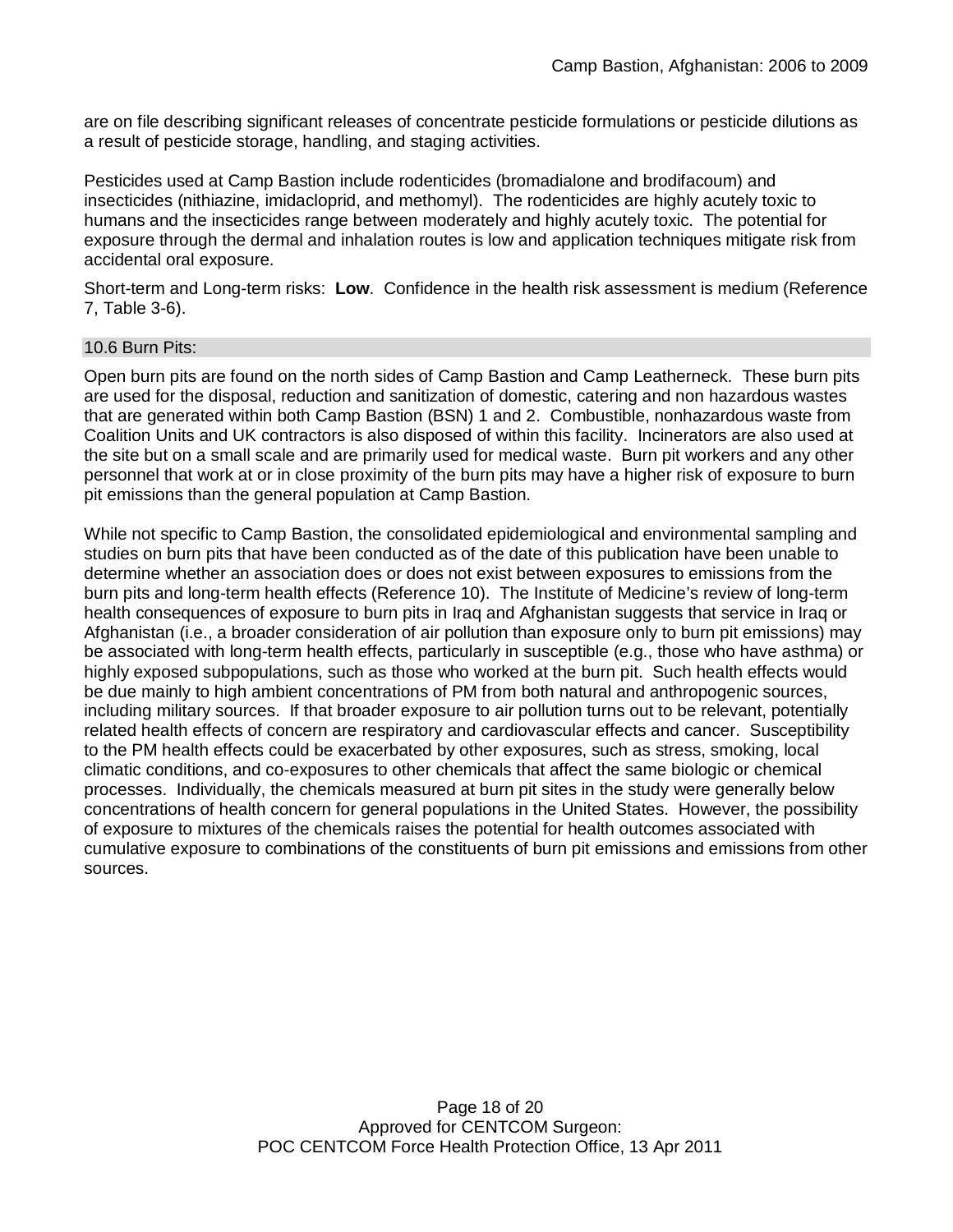are on file describing significant releases of concentrate pesticide formulations or pesticide dilutions as a result of pesticide storage, handling, and staging activities.

Pesticides used at Camp Bastion include rodenticides (bromadialone and brodifacoum) and insecticides (nithiazine, imidacloprid, and methomyl). The rodenticides are highly acutely toxic to humans and the insecticides range between moderately and highly acutely toxic. The potential for exposure through the dermal and inhalation routes is low and application techniques mitigate risk from accidental oral exposure.

Short-term and Long-term risks: **Low**. Confidence in the health risk assessment is medium (Reference 7, Table 3-6).

### 10.6 Burn Pits:

Open burn pits are found on the north sides of Camp Bastion and Camp Leatherneck. These burn pits are used for the disposal, reduction and sanitization of domestic, catering and non hazardous wastes that are generated within both Camp Bastion (BSN) 1 and 2. Combustible, nonhazardous waste from Coalition Units and UK contractors is also disposed of within this facility. Incinerators are also used at the site but on a small scale and are primarily used for medical waste. Burn pit workers and any other personnel that work at or in close proximity of the burn pits may have a higher risk of exposure to burn pit emissions than the general population at Camp Bastion.

While not specific to Camp Bastion, the consolidated epidemiological and environmental sampling and studies on burn pits that have been conducted as of the date of this publication have been unable to determine whether an association does or does not exist between exposures to emissions from the burn pits and long-term health effects (Reference 10). The Institute of Medicine's review of long-term health consequences of exposure to burn pits in Iraq and Afghanistan suggests that service in Iraq or Afghanistan (i.e., a broader consideration of air pollution than exposure only to burn pit emissions) may be associated with long-term health effects, particularly in susceptible (e.g., those who have asthma) or highly exposed subpopulations, such as those who worked at the burn pit. Such health effects would be due mainly to high ambient concentrations of PM from both natural and anthropogenic sources, including military sources. If that broader exposure to air pollution turns out to be relevant, potentially related health effects of concern are respiratory and cardiovascular effects and cancer. Susceptibility to the PM health effects could be exacerbated by other exposures, such as stress, smoking, local climatic conditions, and co-exposures to other chemicals that affect the same biologic or chemical processes. Individually, the chemicals measured at burn pit sites in the study were generally below concentrations of health concern for general populations in the United States. However, the possibility of exposure to mixtures of the chemicals raises the potential for health outcomes associated with cumulative exposure to combinations of the constituents of burn pit emissions and emissions from other sources.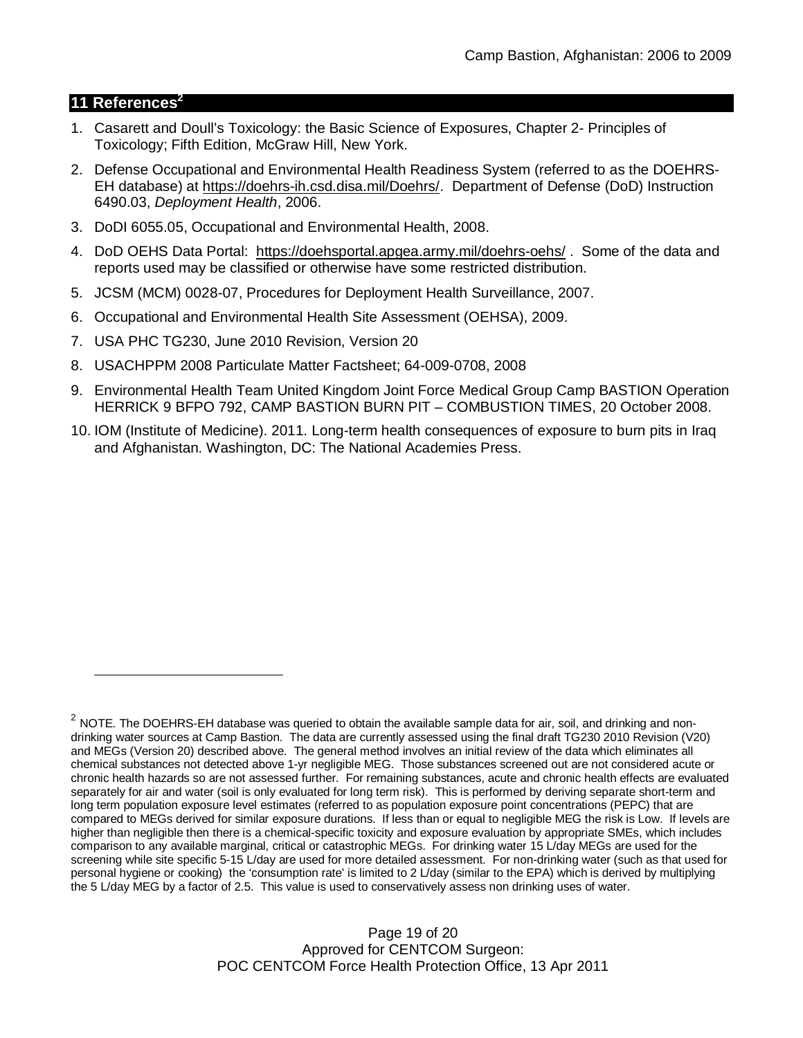## 11 References[2]

1. Casarett and Doull's Toxicology: the Basic Science of Exposures, Chapter 2- Principles of Toxicology; Fifth Edition, McGraw Hill, New York.
2. Defense Occupational and Environmental Health Readiness System (referred to as the DOEHRS-EH database) at https://doehrs-ih.csd.disa.mil/Doehrs/. Department of Defense (DoD) Instruction 6490.03, *Deployment Health*, 2006.
3. DoDI 6055.05, Occupational and Environmental Health, 2008.
4. DoD OEHS Data Portal: https://doehsportal.apgea.army.mil/doehrs-oehs/ . Some of the data and reports used may be classified or otherwise have some restricted distribution.
5. JCSM (MCM) 0028-07, Procedures for Deployment Health Surveillance, 2007.
6. Occupational and Environmental Health Site Assessment (OEHSA), 2009.
7. USA PHC TG230, June 2010 Revision, Version 20
8. USACHPPM 2008 Particulate Matter Factsheet; 64-009-0708, 2008
9. Environmental Health Team United Kingdom Joint Force Medical Group Camp BASTION Operation HERRICK 9 BFPO 792, CAMP BASTION BURN PIT – COMBUSTION TIMES, 20 October 2008.
10. IOM (Institute of Medicine). 2011. Long-term health consequences of exposure to burn pits in Iraq and Afghanistan*.* Washington, DC: The National Academies Press.

---

[2] NOTE. The DOEHRS-EH database was queried to obtain the available sample data for air, soil, and drinking and non-drinking water sources at Camp Bastion. The data are currently assessed using the final draft TG230 2010 Revision (V20) and MEGs (Version 20) described above. The general method involves an initial review of the data which eliminates all chemical substances not detected above 1-yr negligible MEG. Those substances screened out are not considered acute or chronic health hazards so are not assessed further. For remaining substances, acute and chronic health effects are evaluated separately for air and water (soil is only evaluated for long term risk). This is performed by deriving separate short-term and long term population exposure level estimates (referred to as population exposure point concentrations (PEPC) that are compared to MEGs derived for similar exposure durations. If less than or equal to negligible MEG the risk is Low. If levels are higher than negligible then there is a chemical-specific toxicity and exposure evaluation by appropriate SMEs, which includes comparison to any available marginal, critical or catastrophic MEGs. For drinking water 15 L/day MEGs are used for the screening while site specific 5-15 L/day are used for more detailed assessment. For non-drinking water (such as that used for personal hygiene or cooking) the 'consumption rate' is limited to 2 L/day (similar to the EPA) which is derived by multiplying the 5 L/day MEG by a factor of 2.5. This value is used to conservatively assess non drinking uses of water.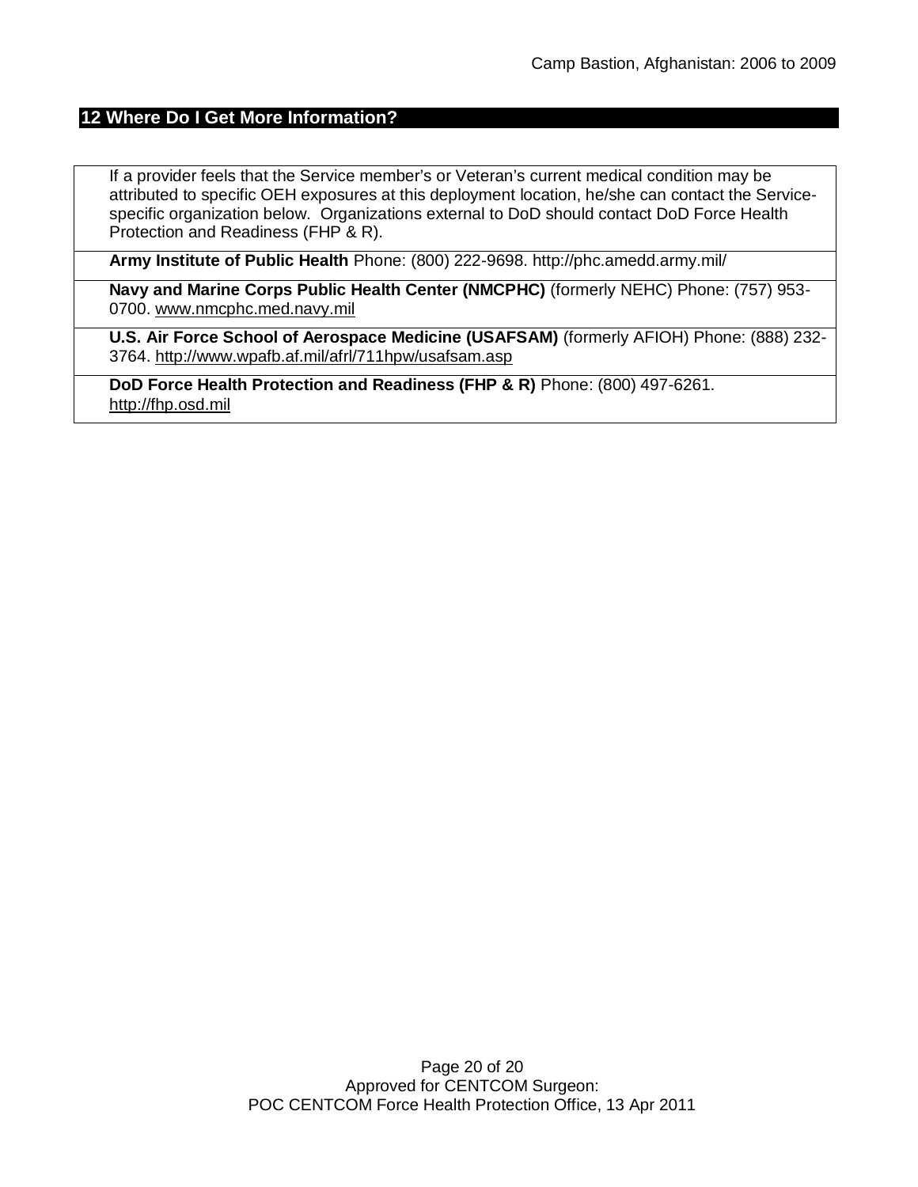## 12 Where Do I Get More Information?

If a provider feels that the Service member's or Veteran's current medical condition may be attributed to specific OEH exposures at this deployment location, he/she can contact the Service-specific organization below. Organizations external to DoD should contact DoD Force Health Protection and Readiness (FHP & R).

**Army Institute of Public Health** Phone: (800) 222-9698. http://phc.amedd.army.mil/

**Navy and Marine Corps Public Health Center (NMCPHC)** (formerly NEHC) Phone: (757) 953-0700. www.nmcphc.med.navy.mil

**U.S. Air Force School of Aerospace Medicine (USAFSAM)** (formerly AFIOH) Phone: (888) 232-3764. http://www.wpafb.af.mil/afrl/711hpw/usafsam.asp

**DoD Force Health Protection and Readiness (FHP & R)** Phone: (800) 497-6261. http://fhp.osd.mil

Approved for CENTCOM Surgeon:
POC CENTCOM Force Health Protection Office, 13 Apr 2011